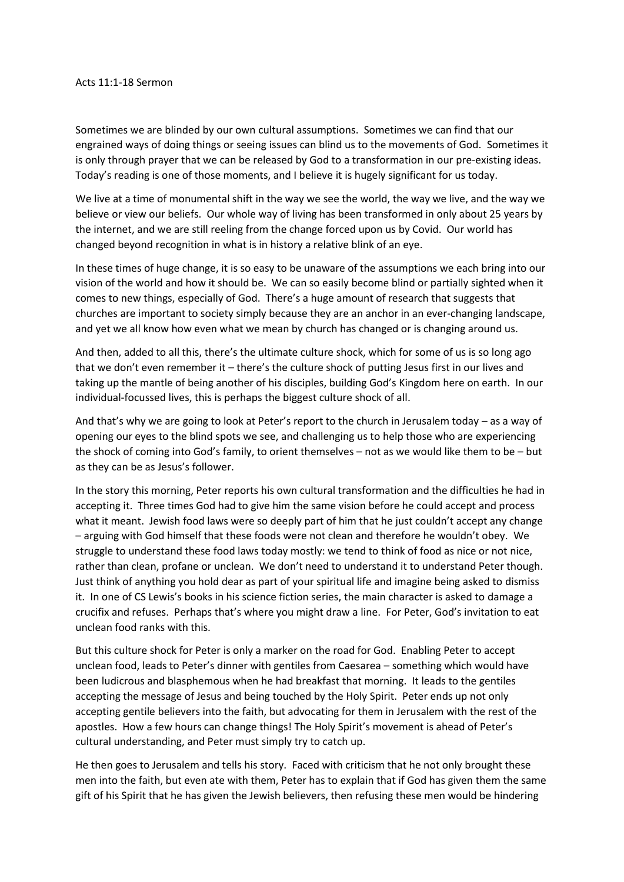Acts 11:1-18 Sermon

Sometimes we are blinded by our own cultural assumptions. Sometimes we can find that our engrained ways of doing things or seeing issues can blind us to the movements of God. Sometimes it is only through prayer that we can be released by God to a transformation in our pre-existing ideas. Today's reading is one of those moments, and I believe it is hugely significant for us today.

We live at a time of monumental shift in the way we see the world, the way we live, and the way we believe or view our beliefs. Our whole way of living has been transformed in only about 25 years by the internet, and we are still reeling from the change forced upon us by Covid. Our world has changed beyond recognition in what is in history a relative blink of an eye.

In these times of huge change, it is so easy to be unaware of the assumptions we each bring into our vision of the world and how it should be. We can so easily become blind or partially sighted when it comes to new things, especially of God. There's a huge amount of research that suggests that churches are important to society simply because they are an anchor in an ever-changing landscape, and yet we all know how even what we mean by church has changed or is changing around us.

And then, added to all this, there's the ultimate culture shock, which for some of us is so long ago that we don't even remember it – there's the culture shock of putting Jesus first in our lives and taking up the mantle of being another of his disciples, building God's Kingdom here on earth. In our individual-focussed lives, this is perhaps the biggest culture shock of all.

And that's why we are going to look at Peter's report to the church in Jerusalem today – as a way of opening our eyes to the blind spots we see, and challenging us to help those who are experiencing the shock of coming into God's family, to orient themselves – not as we would like them to be – but as they can be as Jesus's follower.

In the story this morning, Peter reports his own cultural transformation and the difficulties he had in accepting it. Three times God had to give him the same vision before he could accept and process what it meant. Jewish food laws were so deeply part of him that he just couldn't accept any change – arguing with God himself that these foods were not clean and therefore he wouldn't obey. We struggle to understand these food laws today mostly: we tend to think of food as nice or not nice, rather than clean, profane or unclean. We don't need to understand it to understand Peter though. Just think of anything you hold dear as part of your spiritual life and imagine being asked to dismiss it. In one of CS Lewis's books in his science fiction series, the main character is asked to damage a crucifix and refuses. Perhaps that's where you might draw a line. For Peter, God's invitation to eat unclean food ranks with this.

But this culture shock for Peter is only a marker on the road for God. Enabling Peter to accept unclean food, leads to Peter's dinner with gentiles from Caesarea – something which would have been ludicrous and blasphemous when he had breakfast that morning. It leads to the gentiles accepting the message of Jesus and being touched by the Holy Spirit. Peter ends up not only accepting gentile believers into the faith, but advocating for them in Jerusalem with the rest of the apostles. How a few hours can change things! The Holy Spirit's movement is ahead of Peter's cultural understanding, and Peter must simply try to catch up.

He then goes to Jerusalem and tells his story. Faced with criticism that he not only brought these men into the faith, but even ate with them, Peter has to explain that if God has given them the same gift of his Spirit that he has given the Jewish believers, then refusing these men would be hindering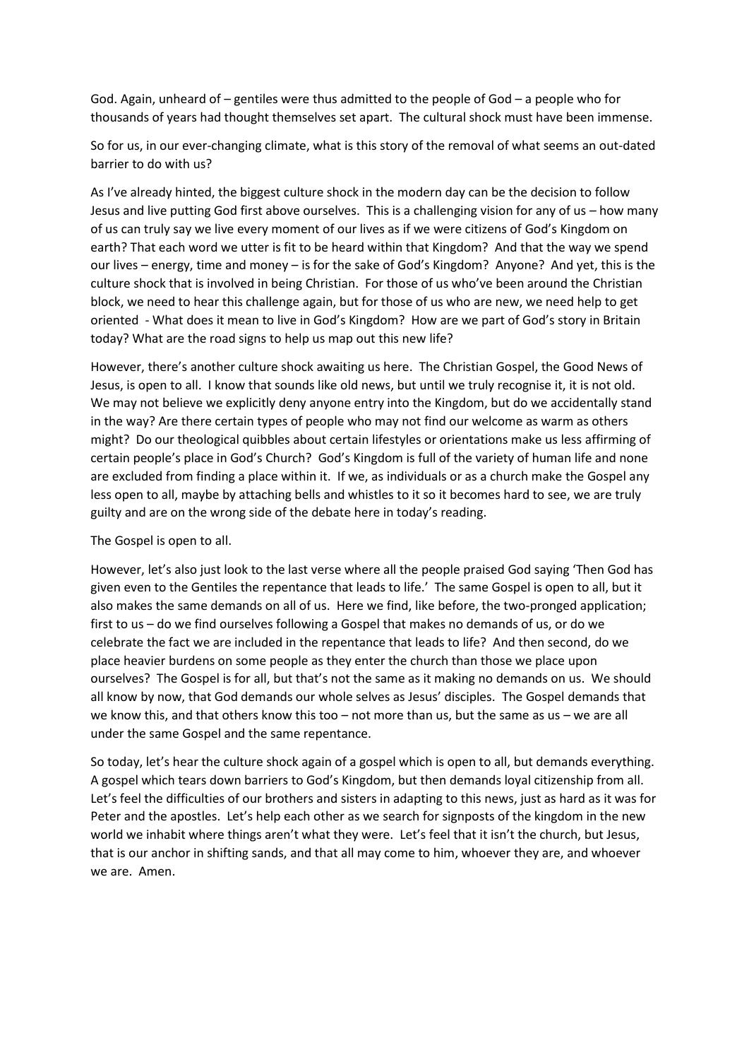God. Again, unheard of – gentiles were thus admitted to the people of God – a people who for thousands of years had thought themselves set apart. The cultural shock must have been immense.

So for us, in our ever-changing climate, what is this story of the removal of what seems an out-dated barrier to do with us?

As I've already hinted, the biggest culture shock in the modern day can be the decision to follow Jesus and live putting God first above ourselves. This is a challenging vision for any of us – how many of us can truly say we live every moment of our lives as if we were citizens of God's Kingdom on earth? That each word we utter is fit to be heard within that Kingdom? And that the way we spend our lives – energy, time and money – is for the sake of God's Kingdom? Anyone? And yet, this is the culture shock that is involved in being Christian. For those of us who've been around the Christian block, we need to hear this challenge again, but for those of us who are new, we need help to get oriented - What does it mean to live in God's Kingdom? How are we part of God's story in Britain today? What are the road signs to help us map out this new life?

However, there's another culture shock awaiting us here. The Christian Gospel, the Good News of Jesus, is open to all. I know that sounds like old news, but until we truly recognise it, it is not old. We may not believe we explicitly deny anyone entry into the Kingdom, but do we accidentally stand in the way? Are there certain types of people who may not find our welcome as warm as others might? Do our theological quibbles about certain lifestyles or orientations make us less affirming of certain people's place in God's Church? God's Kingdom is full of the variety of human life and none are excluded from finding a place within it. If we, as individuals or as a church make the Gospel any less open to all, maybe by attaching bells and whistles to it so it becomes hard to see, we are truly guilty and are on the wrong side of the debate here in today's reading.

The Gospel is open to all.

However, let's also just look to the last verse where all the people praised God saying 'Then God has given even to the Gentiles the repentance that leads to life.' The same Gospel is open to all, but it also makes the same demands on all of us. Here we find, like before, the two-pronged application; first to us – do we find ourselves following a Gospel that makes no demands of us, or do we celebrate the fact we are included in the repentance that leads to life? And then second, do we place heavier burdens on some people as they enter the church than those we place upon ourselves? The Gospel is for all, but that's not the same as it making no demands on us. We should all know by now, that God demands our whole selves as Jesus' disciples. The Gospel demands that we know this, and that others know this too – not more than us, but the same as us – we are all under the same Gospel and the same repentance.

So today, let's hear the culture shock again of a gospel which is open to all, but demands everything. A gospel which tears down barriers to God's Kingdom, but then demands loyal citizenship from all. Let's feel the difficulties of our brothers and sisters in adapting to this news, just as hard as it was for Peter and the apostles. Let's help each other as we search for signposts of the kingdom in the new world we inhabit where things aren't what they were. Let's feel that it isn't the church, but Jesus, that is our anchor in shifting sands, and that all may come to him, whoever they are, and whoever we are. Amen.